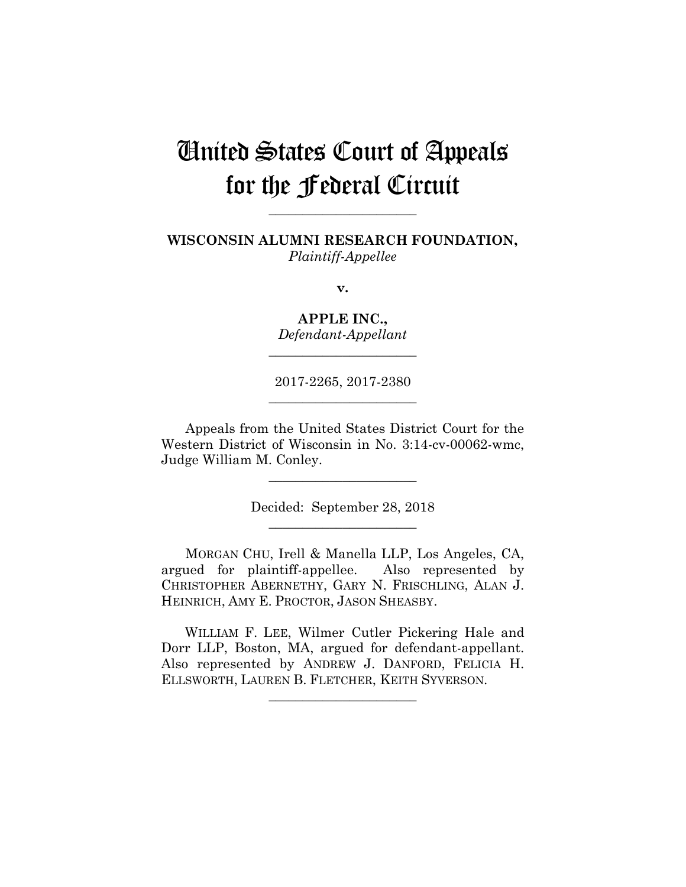# United States Court of Appeals for the Federal Circuit

______________________

**WISCONSIN ALUMNI RESEARCH FOUNDATION,**
*Plaintiff-Appellee*

**v.**

**APPLE INC.,**
*Defendant-Appellant*

______________________

2017-2265, 2017-2380

______________________

Appeals from the United States District Court for the Western District of Wisconsin in No. 3:14-cv-00062-wmc, Judge William M. Conley.

______________________

Decided: September 28, 2018

______________________

MORGAN CHU, Irell & Manella LLP, Los Angeles, CA, argued for plaintiff-appellee. Also represented by CHRISTOPHER ABERNETHY, GARY N. FRISCHLING, ALAN J. HEINRICH, AMY E. PROCTOR, JASON SHEASBY.

WILLIAM F. LEE, Wilmer Cutler Pickering Hale and Dorr LLP, Boston, MA, argued for defendant-appellant. Also represented by ANDREW J. DANFORD, FELICIA H. ELLSWORTH, LAUREN B. FLETCHER, KEITH SYVERSON.

______________________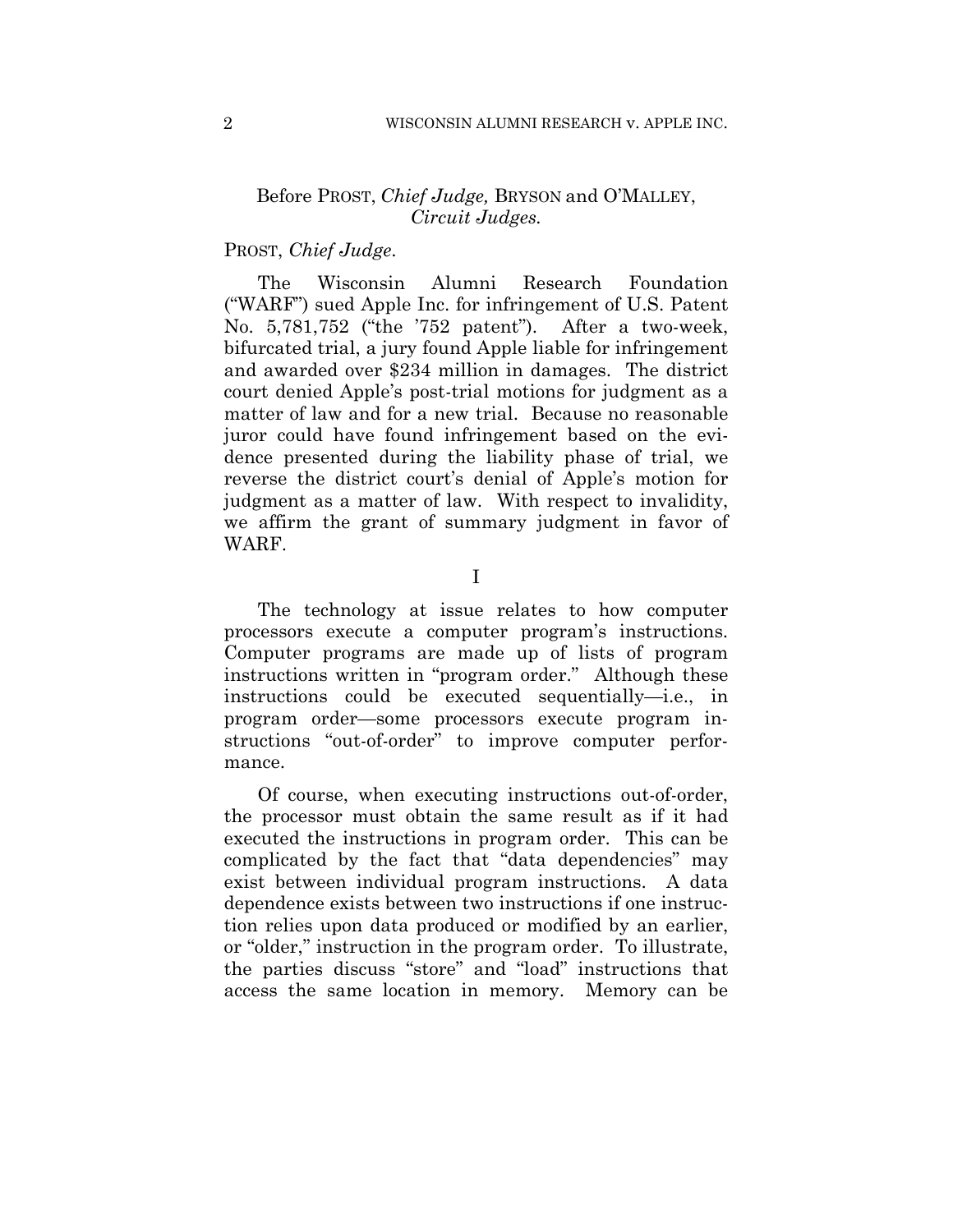Before PROST, *Chief Judge,* BRYSON and O'MALLEY, *Circuit Judges.*

PROST, *Chief Judge.*

The Wisconsin Alumni Research Foundation ("WARF") sued Apple Inc. for infringement of U.S. Patent No. 5,781,752 ("the '752 patent"). After a two-week, bifurcated trial, a jury found Apple liable for infringement and awarded over $234 million in damages. The district court denied Apple's post-trial motions for judgment as a matter of law and for a new trial. Because no reasonable juror could have found infringement based on the evidence presented during the liability phase of trial, we reverse the district court's denial of Apple's motion for judgment as a matter of law. With respect to invalidity, we affirm the grant of summary judgment in favor of WARF.

I

The technology at issue relates to how computer processors execute a computer program's instructions. Computer programs are made up of lists of program instructions written in "program order." Although these instructions could be executed sequentially—i.e., in program order—some processors execute program instructions "out-of-order" to improve computer performance.

Of course, when executing instructions out-of-order, the processor must obtain the same result as if it had executed the instructions in program order. This can be complicated by the fact that "data dependencies" may exist between individual program instructions. A data dependence exists between two instructions if one instruction relies upon data produced or modified by an earlier, or "older," instruction in the program order. To illustrate, the parties discuss "store" and "load" instructions that access the same location in memory. Memory can be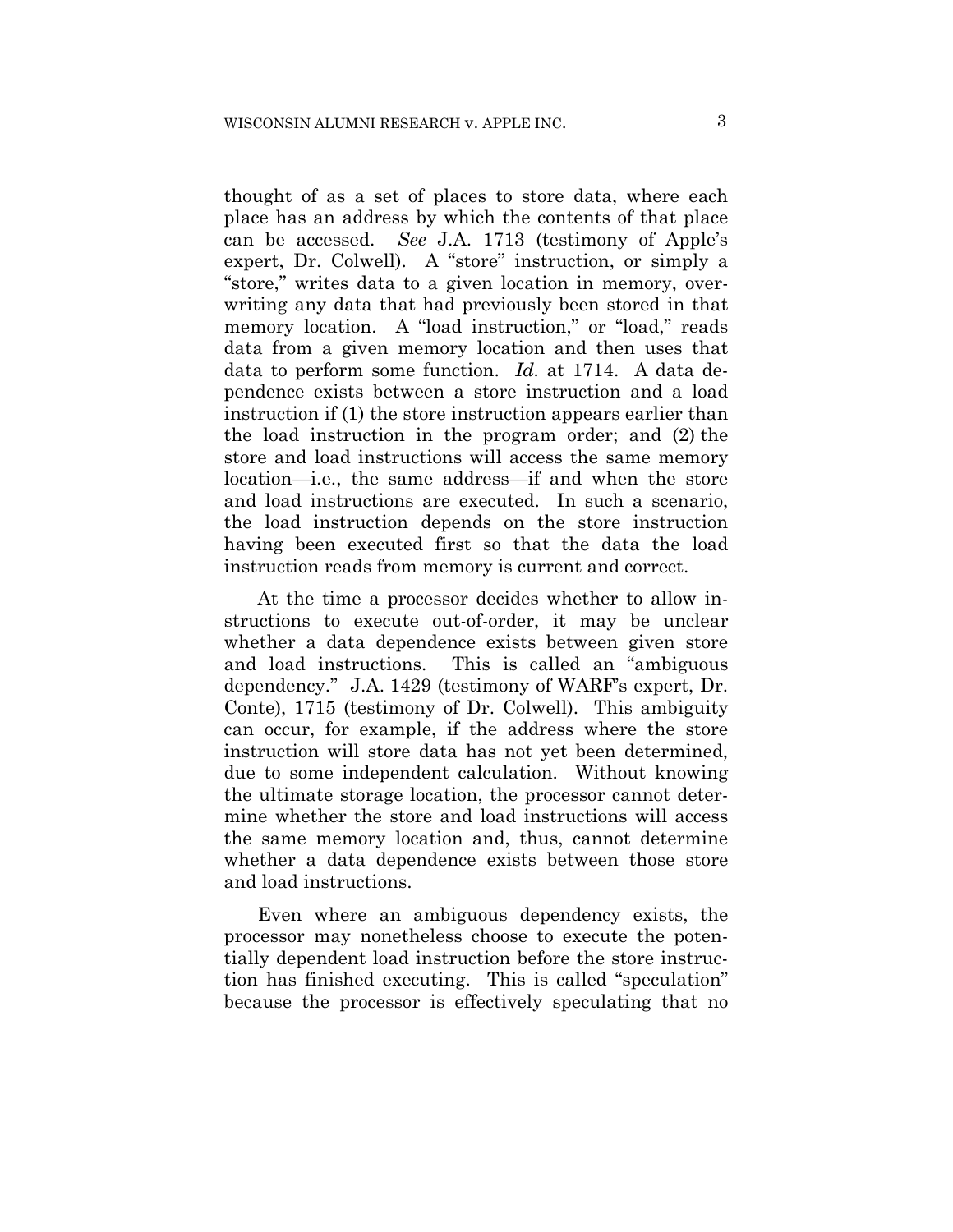thought of as a set of places to store data, where each place has an address by which the contents of that place can be accessed. *See* J.A. 1713 (testimony of Apple's expert, Dr. Colwell). A "store" instruction, or simply a "store," writes data to a given location in memory, overwriting any data that had previously been stored in that memory location. A "load instruction," or "load," reads data from a given memory location and then uses that data to perform some function. *Id.* at 1714. A data dependence exists between a store instruction and a load instruction if (1) the store instruction appears earlier than the load instruction in the program order; and (2) the store and load instructions will access the same memory location—i.e., the same address—if and when the store and load instructions are executed. In such a scenario, the load instruction depends on the store instruction having been executed first so that the data the load instruction reads from memory is current and correct.

At the time a processor decides whether to allow instructions to execute out-of-order, it may be unclear whether a data dependence exists between given store and load instructions. This is called an "ambiguous dependency." J.A. 1429 (testimony of WARF's expert, Dr. Conte), 1715 (testimony of Dr. Colwell). This ambiguity can occur, for example, if the address where the store instruction will store data has not yet been determined, due to some independent calculation. Without knowing the ultimate storage location, the processor cannot determine whether the store and load instructions will access the same memory location and, thus, cannot determine whether a data dependence exists between those store and load instructions.

Even where an ambiguous dependency exists, the processor may nonetheless choose to execute the potentially dependent load instruction before the store instruction has finished executing. This is called "speculation" because the processor is effectively speculating that no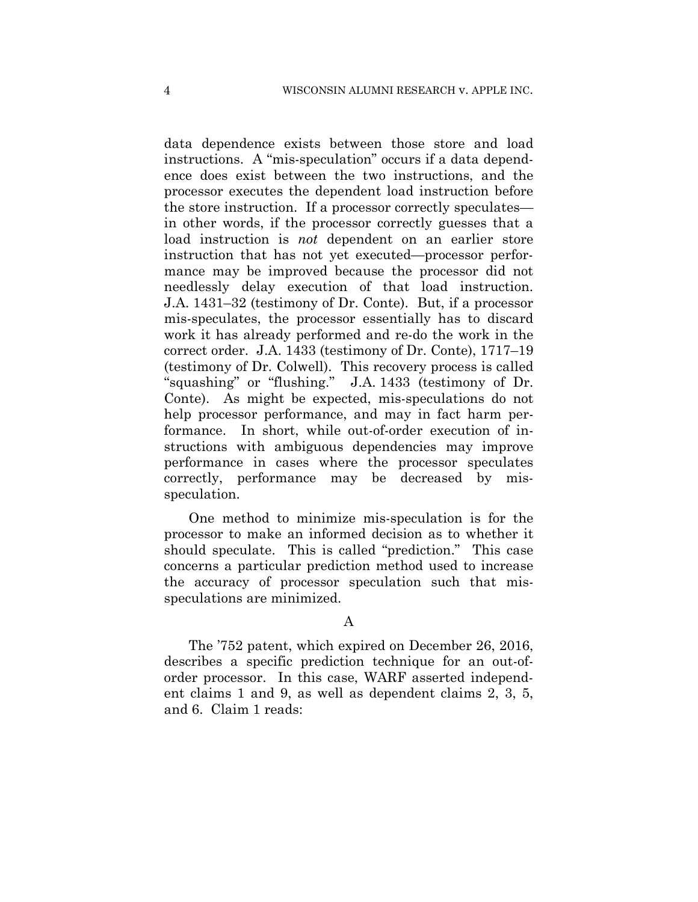data dependence exists between those store and load instructions. A "mis-speculation" occurs if a data dependence does exist between the two instructions, and the processor executes the dependent load instruction before the store instruction. If a processor correctly speculates—in other words, if the processor correctly guesses that a load instruction is *not* dependent on an earlier store instruction that has not yet executed—processor performance may be improved because the processor did not needlessly delay execution of that load instruction. J.A. 1431–32 (testimony of Dr. Conte). But, if a processor mis-speculates, the processor essentially has to discard work it has already performed and re-do the work in the correct order. J.A. 1433 (testimony of Dr. Conte), 1717–19 (testimony of Dr. Colwell). This recovery process is called "squashing" or "flushing." J.A. 1433 (testimony of Dr. Conte). As might be expected, mis-speculations do not help processor performance, and may in fact harm performance. In short, while out-of-order execution of instructions with ambiguous dependencies may improve performance in cases where the processor speculates correctly, performance may be decreased by mis-speculation.

One method to minimize mis-speculation is for the processor to make an informed decision as to whether it should speculate. This is called "prediction." This case concerns a particular prediction method used to increase the accuracy of processor speculation such that mis-speculations are minimized.

## A

The '752 patent, which expired on December 26, 2016, describes a specific prediction technique for an out-of-order processor. In this case, WARF asserted independent claims 1 and 9, as well as dependent claims 2, 3, 5, and 6. Claim 1 reads: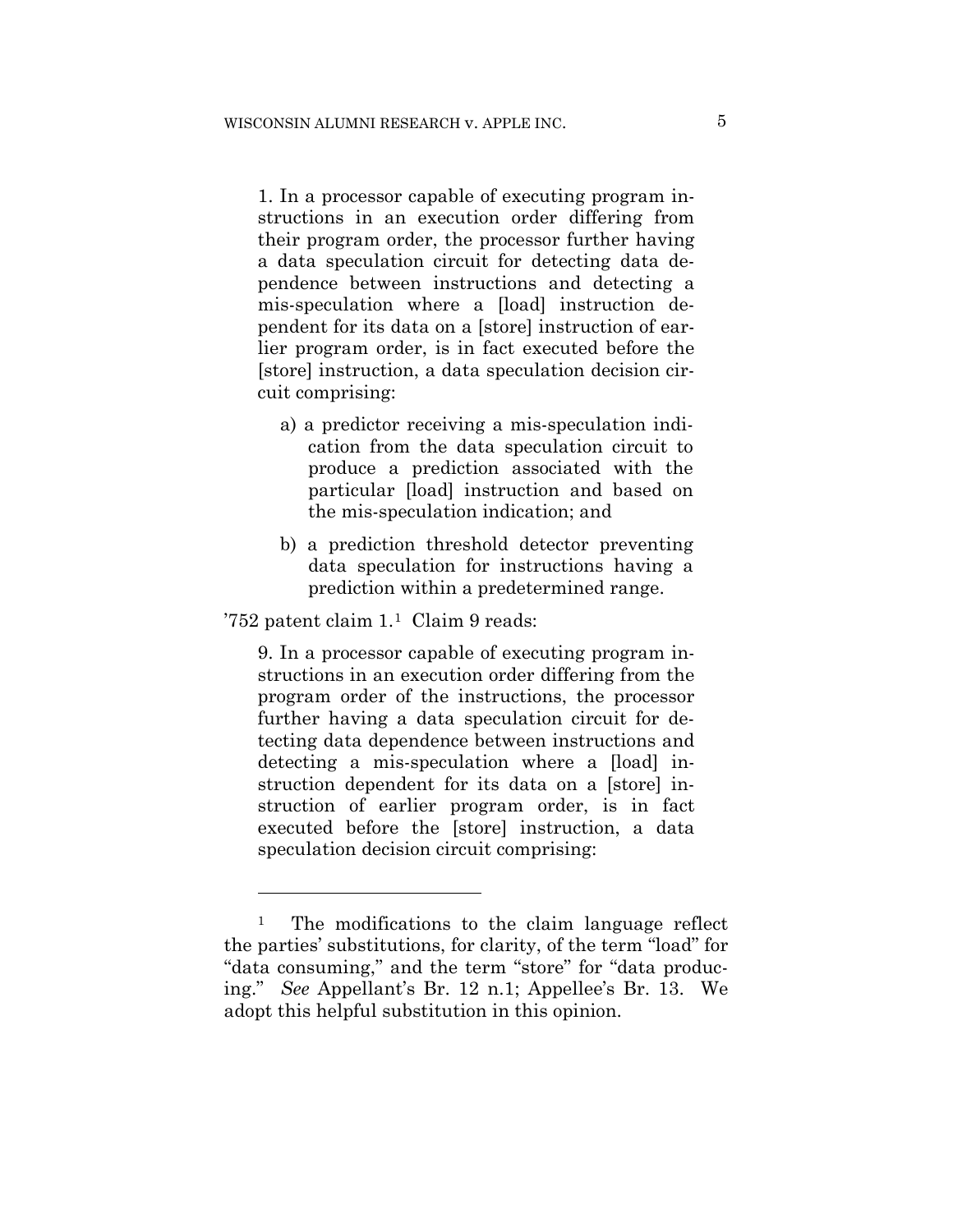> 1. In a processor capable of executing program instructions in an execution order differing from their program order, the processor further having a data speculation circuit for detecting data dependence between instructions and detecting a mis-speculation where a [load] instruction dependent for its data on a [store] instruction of earlier program order, is in fact executed before the [store] instruction, a data speculation decision circuit comprising:
>
> a) a predictor receiving a mis-speculation indication from the data speculation circuit to produce a prediction associated with the particular [load] instruction and based on the mis-speculation indication; and
>
> b) a prediction threshold detector preventing data speculation for instructions having a prediction within a predetermined range.

'752 patent claim 1.[1] Claim 9 reads:

> 9. In a processor capable of executing program instructions in an execution order differing from the program order of the instructions, the processor further having a data speculation circuit for detecting data dependence between instructions and detecting a mis-speculation where a [load] instruction dependent for its data on a [store] instruction of earlier program order, is in fact executed before the [store] instruction, a data speculation decision circuit comprising:

---

[1] The modifications to the claim language reflect the parties' substitutions, for clarity, of the term "load" for "data consuming," and the term "store" for "data producing." *See* Appellant's Br. 12 n.1; Appellee's Br. 13. We adopt this helpful substitution in this opinion.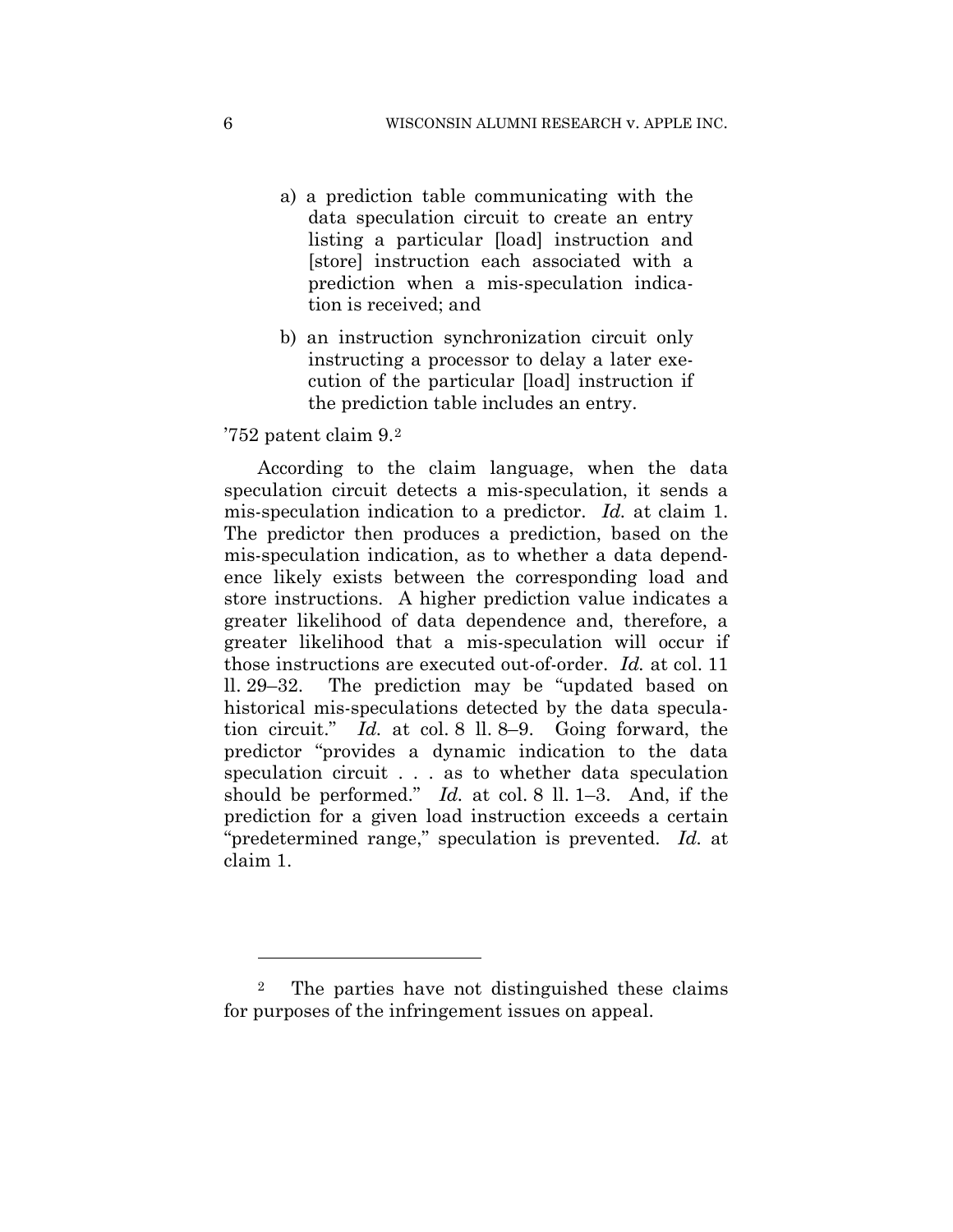a) a prediction table communicating with the data speculation circuit to create an entry listing a particular [load] instruction and [store] instruction each associated with a prediction when a mis-speculation indication is received; and

b) an instruction synchronization circuit only instructing a processor to delay a later execution of the particular [load] instruction if the prediction table includes an entry.

'752 patent claim 9.[2]

According to the claim language, when the data speculation circuit detects a mis-speculation, it sends a mis-speculation indication to a predictor. *Id.* at claim 1. The predictor then produces a prediction, based on the mis-speculation indication, as to whether a data dependence likely exists between the corresponding load and store instructions. A higher prediction value indicates a greater likelihood of data dependence and, therefore, a greater likelihood that a mis-speculation will occur if those instructions are executed out-of-order. *Id.* at col. 11 ll. 29–32. The prediction may be "updated based on historical mis-speculations detected by the data speculation circuit." *Id.* at col. 8 ll. 8–9. Going forward, the predictor "provides a dynamic indication to the data speculation circuit . . . as to whether data speculation should be performed." *Id.* at col. 8 ll. 1–3. And, if the prediction for a given load instruction exceeds a certain "predetermined range," speculation is prevented. *Id.* at claim 1.

---

[2] The parties have not distinguished these claims for purposes of the infringement issues on appeal.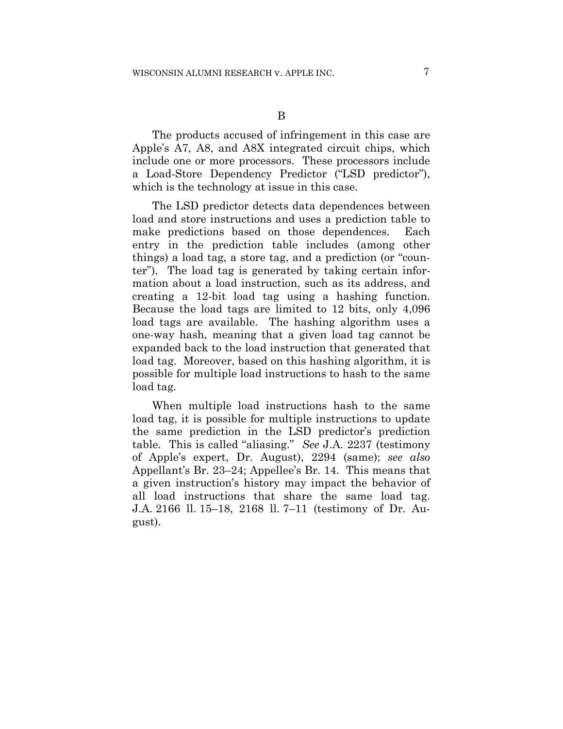B

The products accused of infringement in this case are Apple's A7, A8, and A8X integrated circuit chips, which include one or more processors. These processors include a Load-Store Dependency Predictor ("LSD predictor"), which is the technology at issue in this case.

The LSD predictor detects data dependences between load and store instructions and uses a prediction table to make predictions based on those dependences. Each entry in the prediction table includes (among other things) a load tag, a store tag, and a prediction (or "counter"). The load tag is generated by taking certain information about a load instruction, such as its address, and creating a 12-bit load tag using a hashing function. Because the load tags are limited to 12 bits, only 4,096 load tags are available. The hashing algorithm uses a one-way hash, meaning that a given load tag cannot be expanded back to the load instruction that generated that load tag. Moreover, based on this hashing algorithm, it is possible for multiple load instructions to hash to the same load tag.

When multiple load instructions hash to the same load tag, it is possible for multiple instructions to update the same prediction in the LSD predictor's prediction table. This is called "aliasing." *See* J.A. 2237 (testimony of Apple's expert, Dr. August), 2294 (same); *see also* Appellant's Br. 23–24; Appellee's Br. 14. This means that a given instruction's history may impact the behavior of all load instructions that share the same load tag. J.A. 2166 ll. 15–18, 2168 ll. 7–11 (testimony of Dr. August).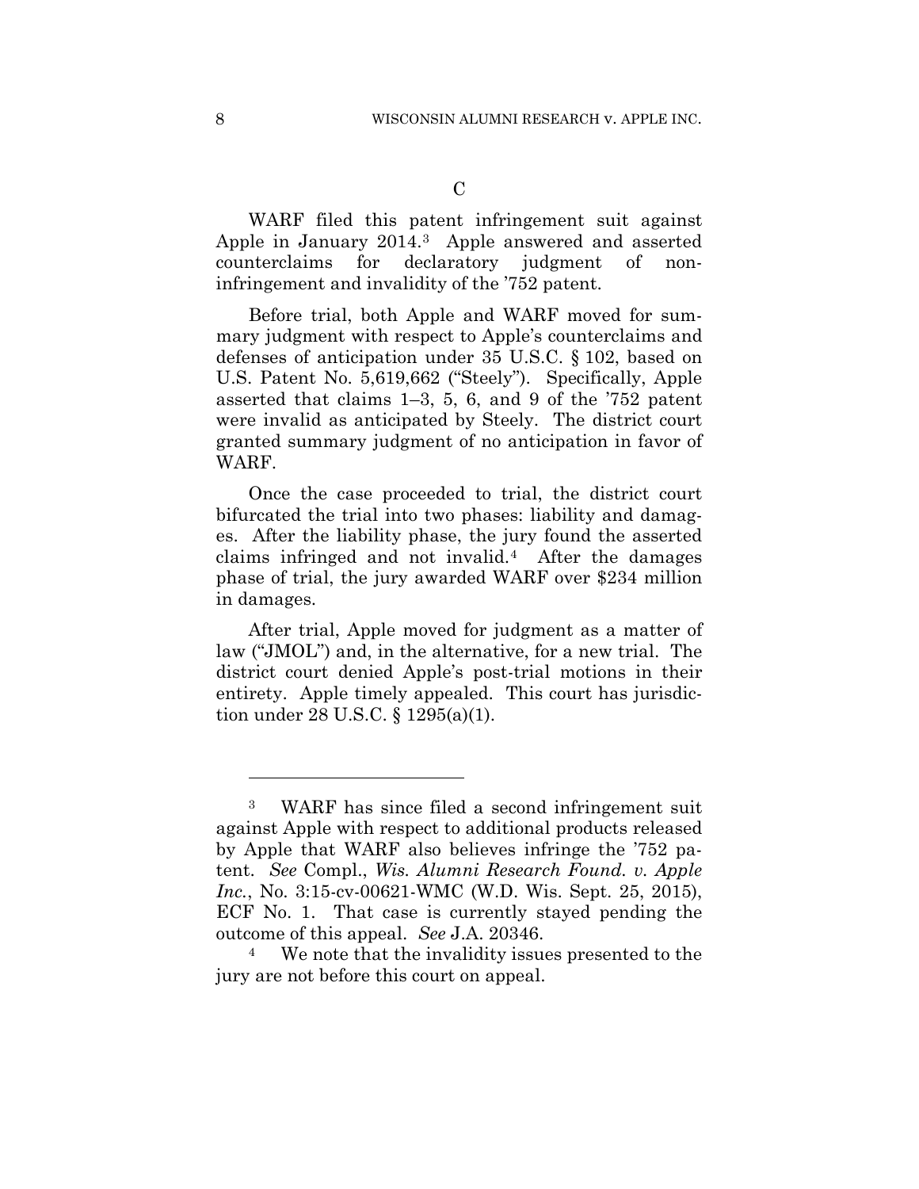### C

WARF filed this patent infringement suit against Apple in January 2014.[3] Apple answered and asserted counterclaims for declaratory judgment of non-infringement and invalidity of the '752 patent.

Before trial, both Apple and WARF moved for summary judgment with respect to Apple's counterclaims and defenses of anticipation under 35 U.S.C. § 102, based on U.S. Patent No. 5,619,662 ("Steely"). Specifically, Apple asserted that claims 1–3, 5, 6, and 9 of the '752 patent were invalid as anticipated by Steely. The district court granted summary judgment of no anticipation in favor of WARF.

Once the case proceeded to trial, the district court bifurcated the trial into two phases: liability and damages. After the liability phase, the jury found the asserted claims infringed and not invalid.[4] After the damages phase of trial, the jury awarded WARF over $234 million in damages.

After trial, Apple moved for judgment as a matter of law ("JMOL") and, in the alternative, for a new trial. The district court denied Apple's post-trial motions in their entirety. Apple timely appealed. This court has jurisdiction under 28 U.S.C. § 1295(a)(1).

---

[3] WARF has since filed a second infringement suit against Apple with respect to additional products released by Apple that WARF also believes infringe the '752 patent. *See* Compl., *Wis. Alumni Research Found. v. Apple Inc.*, No. 3:15-cv-00621-WMC (W.D. Wis. Sept. 25, 2015), ECF No. 1. That case is currently stayed pending the outcome of this appeal. *See* J.A. 20346.

[4] We note that the invalidity issues presented to the jury are not before this court on appeal.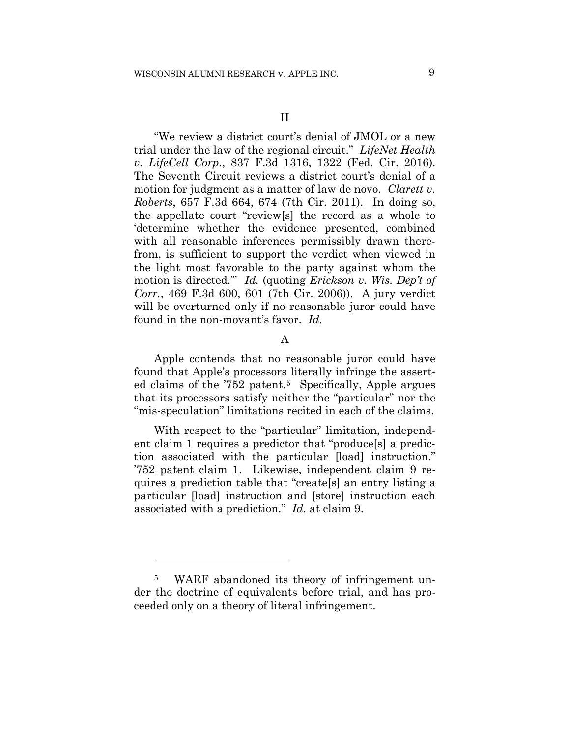## II

"We review a district court's denial of JMOL or a new trial under the law of the regional circuit." *LifeNet Health v. LifeCell Corp.*, 837 F.3d 1316, 1322 (Fed. Cir. 2016). The Seventh Circuit reviews a district court's denial of a motion for judgment as a matter of law de novo. *Clarett v. Roberts*, 657 F.3d 664, 674 (7th Cir. 2011). In doing so, the appellate court "review[s] the record as a whole to 'determine whether the evidence presented, combined with all reasonable inferences permissibly drawn therefrom, is sufficient to support the verdict when viewed in the light most favorable to the party against whom the motion is directed.'" *Id.* (quoting *Erickson v. Wis. Dep't of Corr.*, 469 F.3d 600, 601 (7th Cir. 2006)). A jury verdict will be overturned only if no reasonable juror could have found in the non-movant's favor. *Id.*

### A

Apple contends that no reasonable juror could have found that Apple's processors literally infringe the asserted claims of the '752 patent.[5] Specifically, Apple argues that its processors satisfy neither the "particular" nor the "mis-speculation" limitations recited in each of the claims.

With respect to the "particular" limitation, independent claim 1 requires a predictor that "produce[s] a prediction associated with the particular [load] instruction." '752 patent claim 1. Likewise, independent claim 9 requires a prediction table that "create[s] an entry listing a particular [load] instruction and [store] instruction each associated with a prediction." *Id.* at claim 9.

---

[5] WARF abandoned its theory of infringement under the doctrine of equivalents before trial, and has proceeded only on a theory of literal infringement.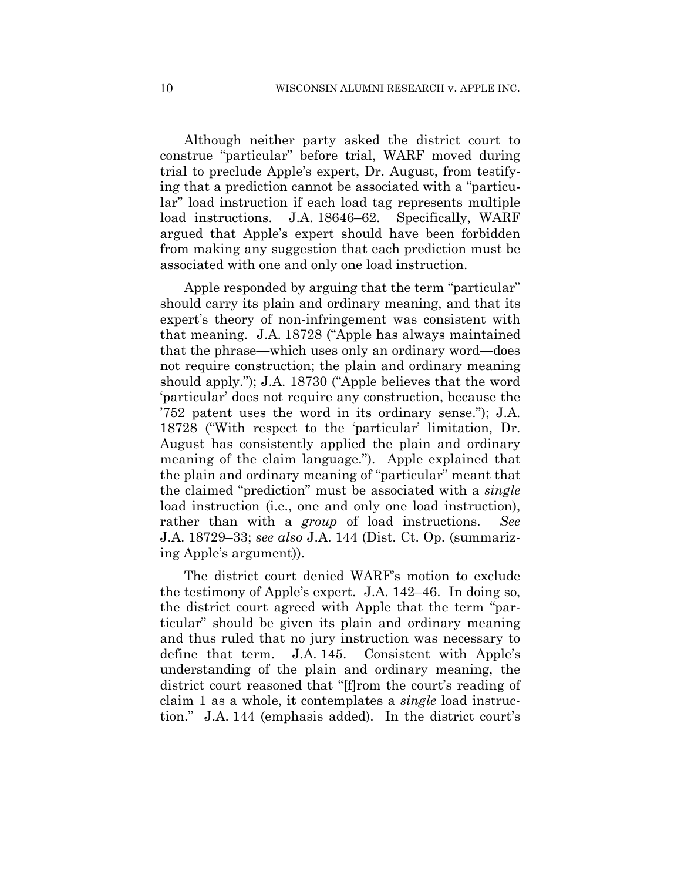Although neither party asked the district court to construe "particular" before trial, WARF moved during trial to preclude Apple's expert, Dr. August, from testifying that a prediction cannot be associated with a "particular" load instruction if each load tag represents multiple load instructions. J.A. 18646–62. Specifically, WARF argued that Apple's expert should have been forbidden from making any suggestion that each prediction must be associated with one and only one load instruction.

Apple responded by arguing that the term "particular" should carry its plain and ordinary meaning, and that its expert's theory of non-infringement was consistent with that meaning. J.A. 18728 ("Apple has always maintained that the phrase—which uses only an ordinary word—does not require construction; the plain and ordinary meaning should apply."); J.A. 18730 ("Apple believes that the word 'particular' does not require any construction, because the '752 patent uses the word in its ordinary sense."); J.A. 18728 ("With respect to the 'particular' limitation, Dr. August has consistently applied the plain and ordinary meaning of the claim language."). Apple explained that the plain and ordinary meaning of "particular" meant that the claimed "prediction" must be associated with a *single* load instruction (i.e., one and only one load instruction), rather than with a *group* of load instructions. *See* J.A. 18729–33; *see also* J.A. 144 (Dist. Ct. Op. (summarizing Apple's argument)).

The district court denied WARF's motion to exclude the testimony of Apple's expert. J.A. 142–46. In doing so, the district court agreed with Apple that the term "particular" should be given its plain and ordinary meaning and thus ruled that no jury instruction was necessary to define that term. J.A. 145. Consistent with Apple's understanding of the plain and ordinary meaning, the district court reasoned that "[f]rom the court's reading of claim 1 as a whole, it contemplates a *single* load instruction." J.A. 144 (emphasis added). In the district court's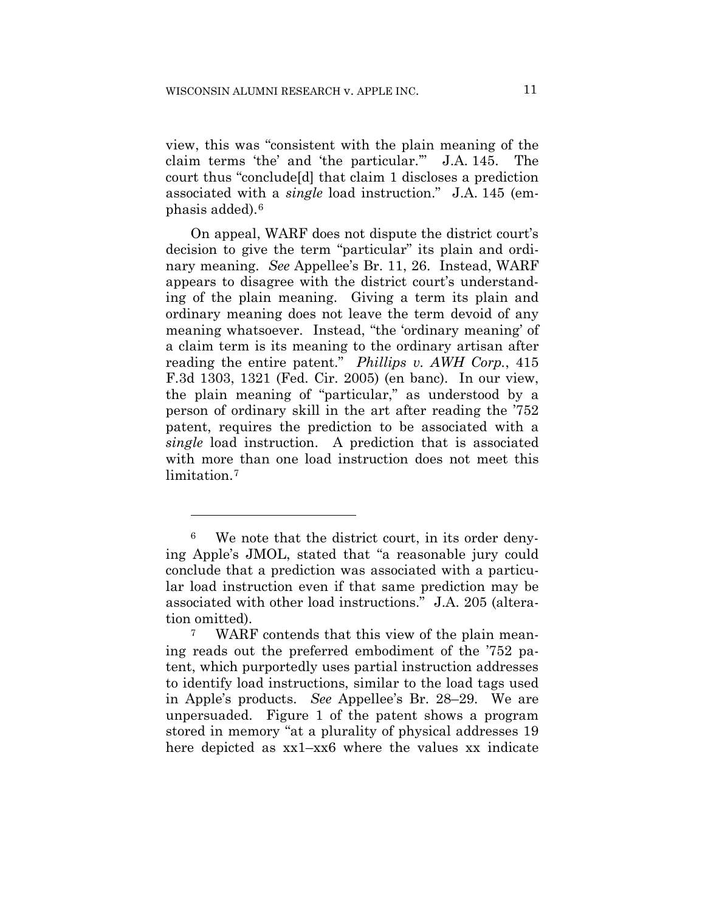view, this was "consistent with the plain meaning of the claim terms 'the' and 'the particular.'" J.A. 145. The court thus "conclude[d] that claim 1 discloses a prediction associated with a *single* load instruction." J.A. 145 (emphasis added).[6]

On appeal, WARF does not dispute the district court's decision to give the term "particular" its plain and ordinary meaning. *See* Appellee's Br. 11, 26. Instead, WARF appears to disagree with the district court's understanding of the plain meaning. Giving a term its plain and ordinary meaning does not leave the term devoid of any meaning whatsoever. Instead, "the 'ordinary meaning' of a claim term is its meaning to the ordinary artisan after reading the entire patent." *Phillips v. AWH Corp.*, 415 F.3d 1303, 1321 (Fed. Cir. 2005) (en banc). In our view, the plain meaning of "particular," as understood by a person of ordinary skill in the art after reading the '752 patent, requires the prediction to be associated with a *single* load instruction. A prediction that is associated with more than one load instruction does not meet this limitation.[7]

---

[6] We note that the district court, in its order denying Apple's JMOL, stated that "a reasonable jury could conclude that a prediction was associated with a particular load instruction even if that same prediction may be associated with other load instructions." J.A. 205 (alteration omitted).

[7] WARF contends that this view of the plain meaning reads out the preferred embodiment of the '752 patent, which purportedly uses partial instruction addresses to identify load instructions, similar to the load tags used in Apple's products. *See* Appellee's Br. 28–29. We are unpersuaded. Figure 1 of the patent shows a program stored in memory "at a plurality of physical addresses 19 here depicted as xx1–xx6 where the values xx indicate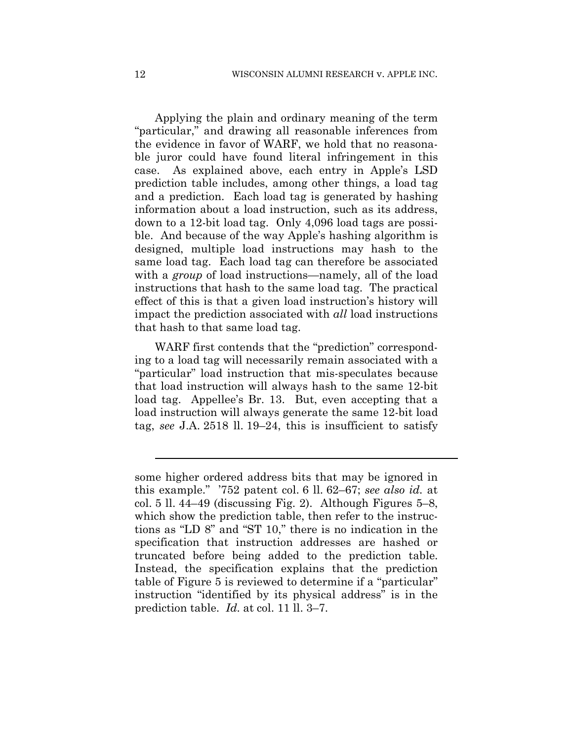Applying the plain and ordinary meaning of the term "particular," and drawing all reasonable inferences from the evidence in favor of WARF, we hold that no reasonable juror could have found literal infringement in this case. As explained above, each entry in Apple's LSD prediction table includes, among other things, a load tag and a prediction. Each load tag is generated by hashing information about a load instruction, such as its address, down to a 12-bit load tag. Only 4,096 load tags are possible. And because of the way Apple's hashing algorithm is designed, multiple load instructions may hash to the same load tag. Each load tag can therefore be associated with a *group* of load instructions—namely, all of the load instructions that hash to the same load tag. The practical effect of this is that a given load instruction's history will impact the prediction associated with *all* load instructions that hash to that same load tag.

WARF first contends that the "prediction" corresponding to a load tag will necessarily remain associated with a "particular" load instruction that mis-speculates because that load instruction will always hash to the same 12-bit load tag. Appellee's Br. 13. But, even accepting that a load instruction will always generate the same 12-bit load tag, *see* J.A. 2518 ll. 19–24, this is insufficient to satisfy

---

some higher ordered address bits that may be ignored in this example." '752 patent col. 6 ll. 62–67; *see also id.* at col. 5 ll. 44–49 (discussing Fig. 2). Although Figures 5–8, which show the prediction table, then refer to the instructions as "LD 8" and "ST 10," there is no indication in the specification that instruction addresses are hashed or truncated before being added to the prediction table. Instead, the specification explains that the prediction table of Figure 5 is reviewed to determine if a "particular" instruction "identified by its physical address" is in the prediction table. *Id.* at col. 11 ll. 3–7.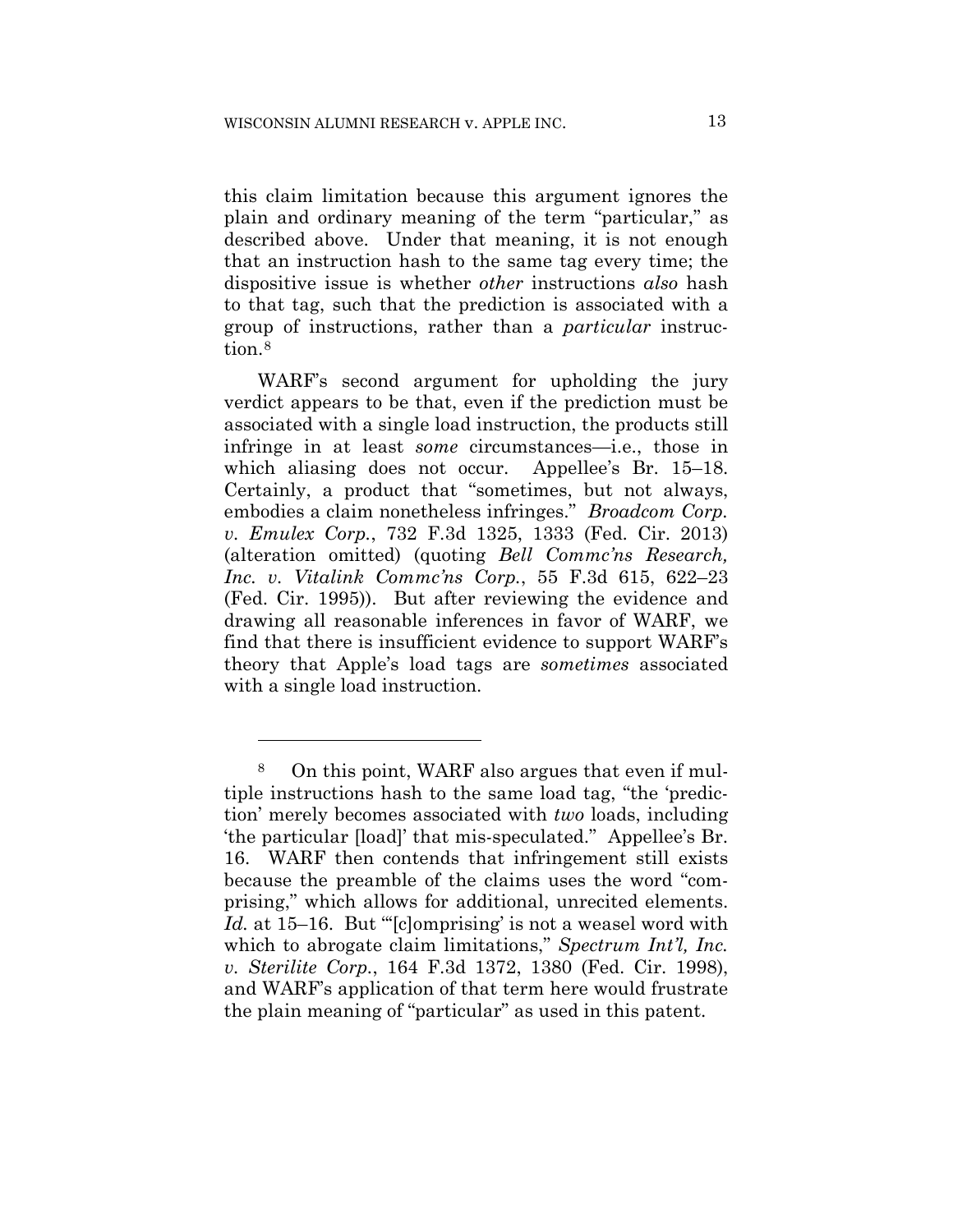this claim limitation because this argument ignores the plain and ordinary meaning of the term "particular," as described above. Under that meaning, it is not enough that an instruction hash to the same tag every time; the dispositive issue is whether *other* instructions *also* hash to that tag, such that the prediction is associated with a group of instructions, rather than a *particular* instruction.[8]

WARF's second argument for upholding the jury verdict appears to be that, even if the prediction must be associated with a single load instruction, the products still infringe in at least *some* circumstances—i.e., those in which aliasing does not occur. Appellee's Br. 15–18. Certainly, a product that "sometimes, but not always, embodies a claim nonetheless infringes." *Broadcom Corp. v. Emulex Corp.*, 732 F.3d 1325, 1333 (Fed. Cir. 2013) (alteration omitted) (quoting *Bell Commc'ns Research, Inc. v. Vitalink Commc'ns Corp.*, 55 F.3d 615, 622–23 (Fed. Cir. 1995)). But after reviewing the evidence and drawing all reasonable inferences in favor of WARF, we find that there is insufficient evidence to support WARF's theory that Apple's load tags are *sometimes* associated with a single load instruction.

---

[8] On this point, WARF also argues that even if multiple instructions hash to the same load tag, "the 'prediction' merely becomes associated with *two* loads, including 'the particular [load]' that mis-speculated." Appellee's Br. 16. WARF then contends that infringement still exists because the preamble of the claims uses the word "comprising," which allows for additional, unrecited elements. *Id.* at 15–16. But "'[c]omprising' is not a weasel word with which to abrogate claim limitations," *Spectrum Int'l, Inc. v. Sterilite Corp.*, 164 F.3d 1372, 1380 (Fed. Cir. 1998), and WARF's application of that term here would frustrate the plain meaning of "particular" as used in this patent.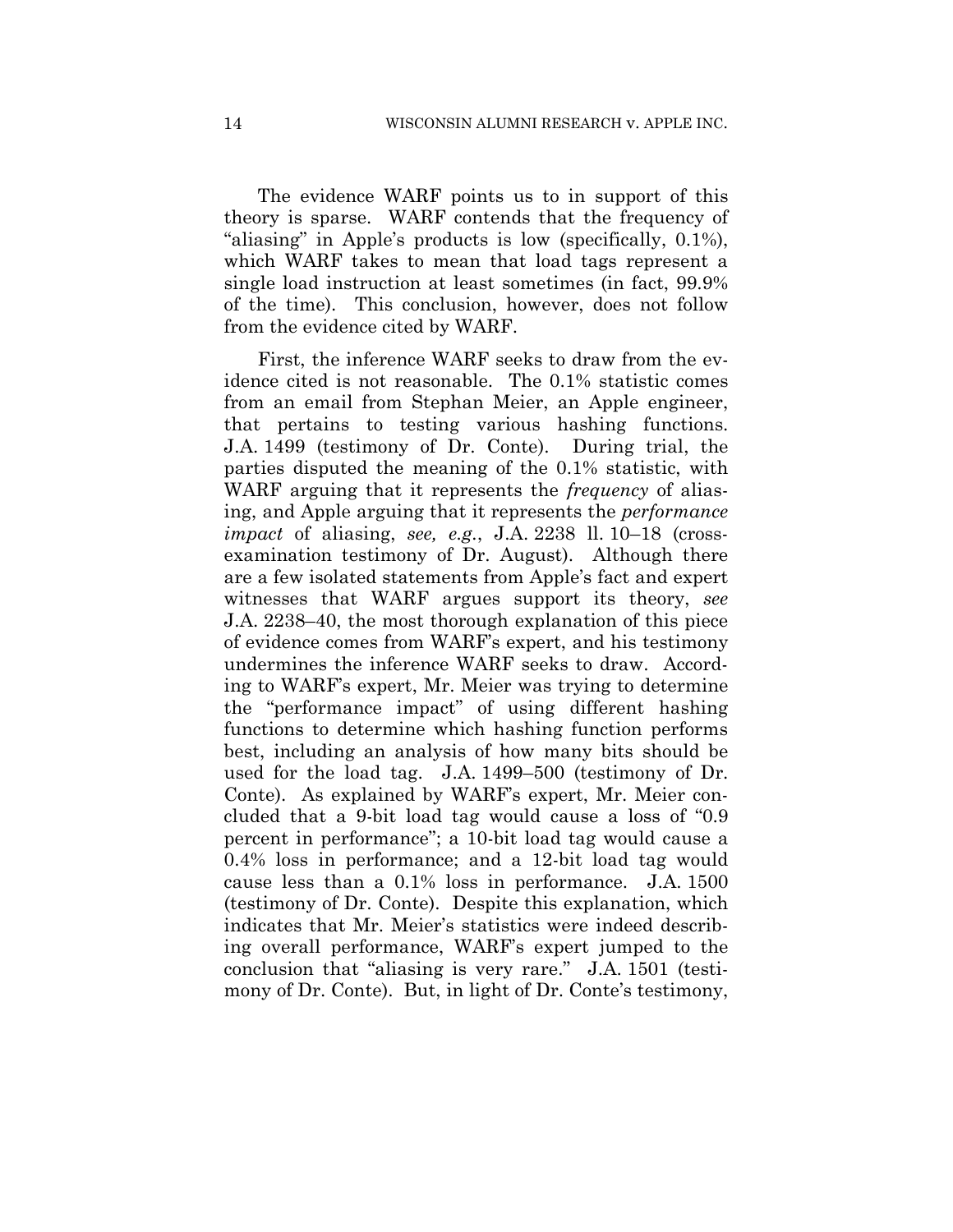The evidence WARF points us to in support of this theory is sparse. WARF contends that the frequency of "aliasing" in Apple's products is low (specifically, 0.1%), which WARF takes to mean that load tags represent a single load instruction at least sometimes (in fact, 99.9% of the time). This conclusion, however, does not follow from the evidence cited by WARF.

First, the inference WARF seeks to draw from the evidence cited is not reasonable. The 0.1% statistic comes from an email from Stephan Meier, an Apple engineer, that pertains to testing various hashing functions. J.A. 1499 (testimony of Dr. Conte). During trial, the parties disputed the meaning of the 0.1% statistic, with WARF arguing that it represents the *frequency* of aliasing, and Apple arguing that it represents the *performance impact* of aliasing, *see, e.g.*, J.A. 2238 ll. 10–18 (cross-examination testimony of Dr. August). Although there are a few isolated statements from Apple's fact and expert witnesses that WARF argues support its theory, *see* J.A. 2238–40, the most thorough explanation of this piece of evidence comes from WARF's expert, and his testimony undermines the inference WARF seeks to draw. According to WARF's expert, Mr. Meier was trying to determine the "performance impact" of using different hashing functions to determine which hashing function performs best, including an analysis of how many bits should be used for the load tag. J.A. 1499–500 (testimony of Dr. Conte). As explained by WARF's expert, Mr. Meier concluded that a 9-bit load tag would cause a loss of "0.9 percent in performance"; a 10-bit load tag would cause a 0.4% loss in performance; and a 12-bit load tag would cause less than a 0.1% loss in performance. J.A. 1500 (testimony of Dr. Conte). Despite this explanation, which indicates that Mr. Meier's statistics were indeed describing overall performance, WARF's expert jumped to the conclusion that "aliasing is very rare." J.A. 1501 (testimony of Dr. Conte). But, in light of Dr. Conte's testimony,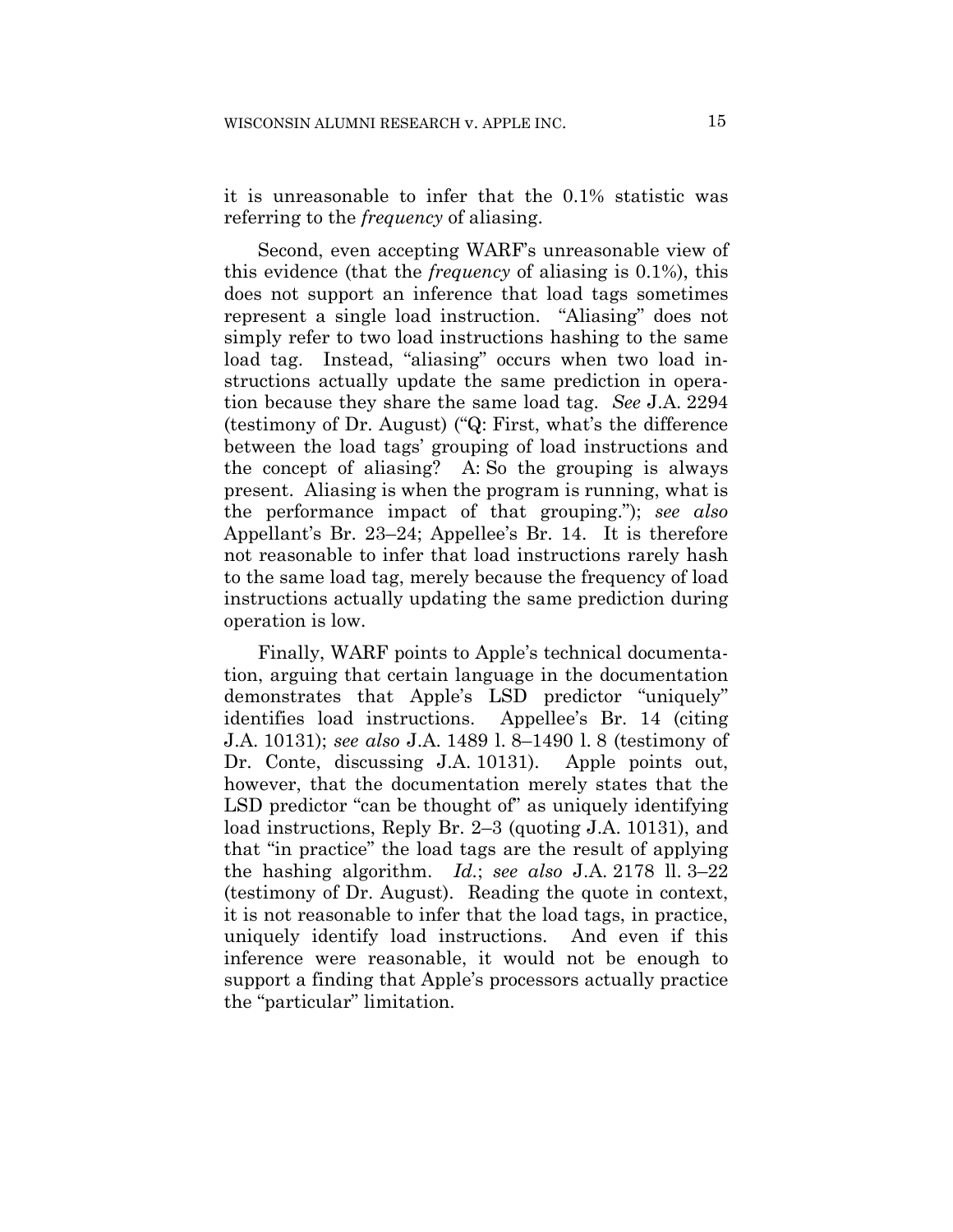it is unreasonable to infer that the 0.1% statistic was referring to the *frequency* of aliasing.

Second, even accepting WARF's unreasonable view of this evidence (that the *frequency* of aliasing is 0.1%), this does not support an inference that load tags sometimes represent a single load instruction. "Aliasing" does not simply refer to two load instructions hashing to the same load tag. Instead, "aliasing" occurs when two load instructions actually update the same prediction in operation because they share the same load tag. *See* J.A. 2294 (testimony of Dr. August) ("Q: First, what's the difference between the load tags' grouping of load instructions and the concept of aliasing? A: So the grouping is always present. Aliasing is when the program is running, what is the performance impact of that grouping."); *see also* Appellant's Br. 23–24; Appellee's Br. 14. It is therefore not reasonable to infer that load instructions rarely hash to the same load tag, merely because the frequency of load instructions actually updating the same prediction during operation is low.

Finally, WARF points to Apple's technical documentation, arguing that certain language in the documentation demonstrates that Apple's LSD predictor "uniquely" identifies load instructions. Appellee's Br. 14 (citing J.A. 10131); *see also* J.A. 1489 l. 8–1490 l. 8 (testimony of Dr. Conte, discussing J.A. 10131). Apple points out, however, that the documentation merely states that the LSD predictor "can be thought of" as uniquely identifying load instructions, Reply Br. 2–3 (quoting J.A. 10131), and that "in practice" the load tags are the result of applying the hashing algorithm. *Id.*; *see also* J.A. 2178 ll. 3–22 (testimony of Dr. August). Reading the quote in context, it is not reasonable to infer that the load tags, in practice, uniquely identify load instructions. And even if this inference were reasonable, it would not be enough to support a finding that Apple's processors actually practice the "particular" limitation.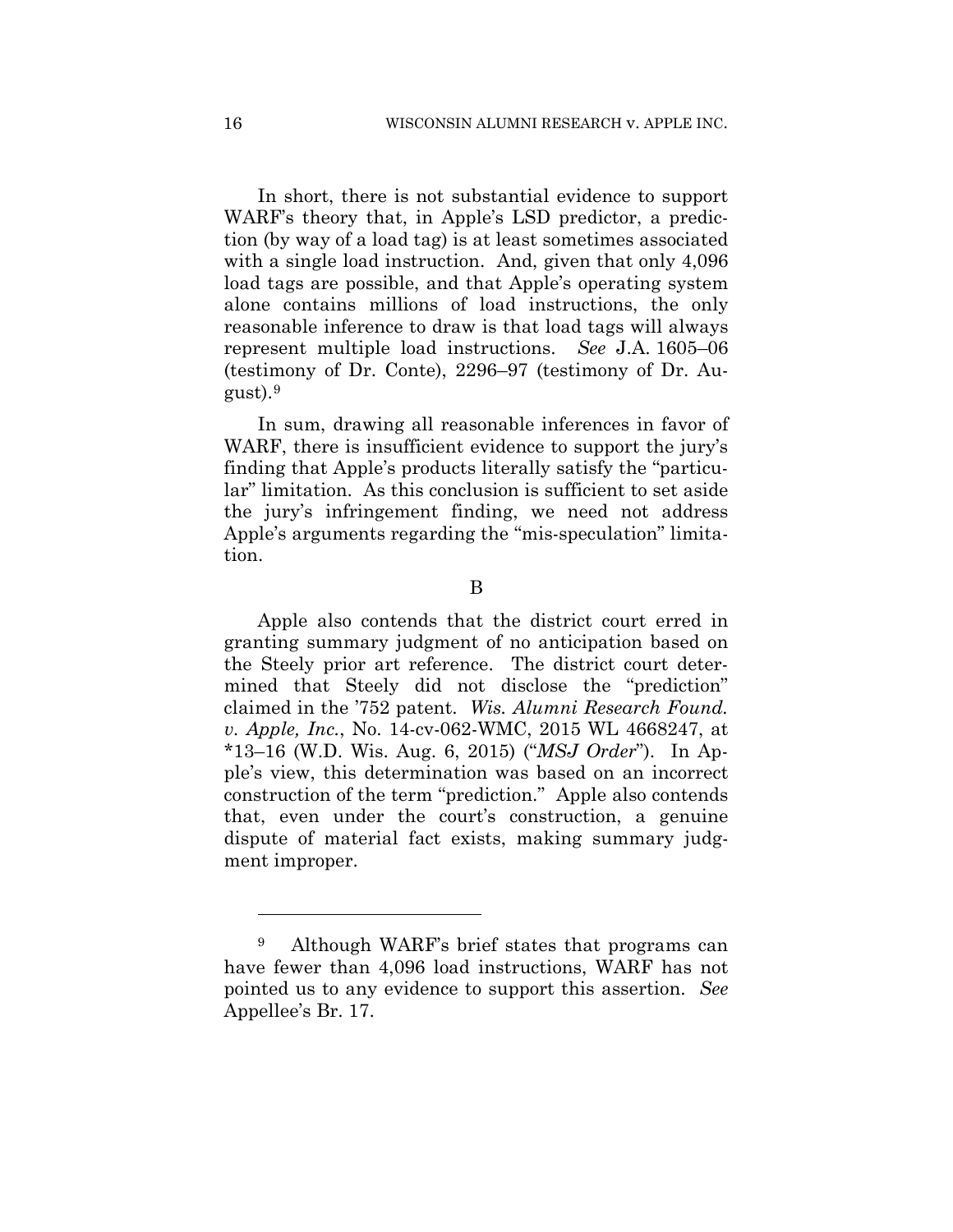In short, there is not substantial evidence to support WARF's theory that, in Apple's LSD predictor, a prediction (by way of a load tag) is at least sometimes associated with a single load instruction. And, given that only 4,096 load tags are possible, and that Apple's operating system alone contains millions of load instructions, the only reasonable inference to draw is that load tags will always represent multiple load instructions. *See* J.A. 1605–06 (testimony of Dr. Conte), 2296–97 (testimony of Dr. August).[9]

In sum, drawing all reasonable inferences in favor of WARF, there is insufficient evidence to support the jury's finding that Apple's products literally satisfy the "particular" limitation. As this conclusion is sufficient to set aside the jury's infringement finding, we need not address Apple's arguments regarding the "mis-speculation" limitation.

B

Apple also contends that the district court erred in granting summary judgment of no anticipation based on the Steely prior art reference. The district court determined that Steely did not disclose the "prediction" claimed in the '752 patent. *Wis. Alumni Research Found. v. Apple, Inc.*, No. 14-cv-062-WMC, 2015 WL 4668247, at *13–16 (W.D. Wis. Aug. 6, 2015) ("*MSJ Order*"). In Apple's view, this determination was based on an incorrect construction of the term "prediction." Apple also contends that, even under the court's construction, a genuine dispute of material fact exists, making summary judgment improper.

---

[9] Although WARF's brief states that programs can have fewer than 4,096 load instructions, WARF has not pointed us to any evidence to support this assertion. *See* Appellee's Br. 17.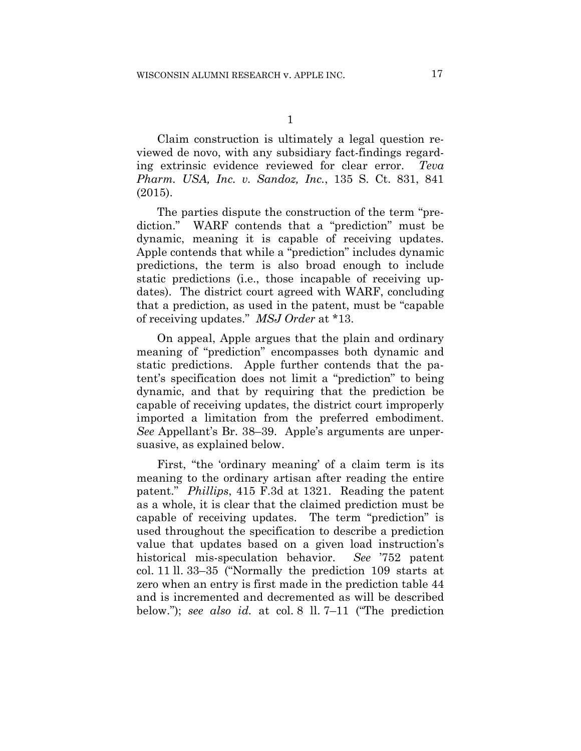1

Claim construction is ultimately a legal question reviewed de novo, with any subsidiary fact-findings regarding extrinsic evidence reviewed for clear error. *Teva Pharm. USA, Inc. v. Sandoz, Inc.*, 135 S. Ct. 831, 841 (2015).

The parties dispute the construction of the term "prediction." WARF contends that a "prediction" must be dynamic, meaning it is capable of receiving updates. Apple contends that while a "prediction" includes dynamic predictions, the term is also broad enough to include static predictions (i.e., those incapable of receiving updates). The district court agreed with WARF, concluding that a prediction, as used in the patent, must be "capable of receiving updates." *MSJ Order* at *13.

On appeal, Apple argues that the plain and ordinary meaning of "prediction" encompasses both dynamic and static predictions. Apple further contends that the patent's specification does not limit a "prediction" to being dynamic, and that by requiring that the prediction be capable of receiving updates, the district court improperly imported a limitation from the preferred embodiment. *See* Appellant's Br. 38–39. Apple's arguments are unpersuasive, as explained below.

First, "the 'ordinary meaning' of a claim term is its meaning to the ordinary artisan after reading the entire patent." *Phillips*, 415 F.3d at 1321. Reading the patent as a whole, it is clear that the claimed prediction must be capable of receiving updates. The term "prediction" is used throughout the specification to describe a prediction value that updates based on a given load instruction's historical mis-speculation behavior. *See* '752 patent col. 11 ll. 33–35 ("Normally the prediction 109 starts at zero when an entry is first made in the prediction table 44 and is incremented and decremented as will be described below."); *see also id.* at col. 8 ll. 7–11 ("The prediction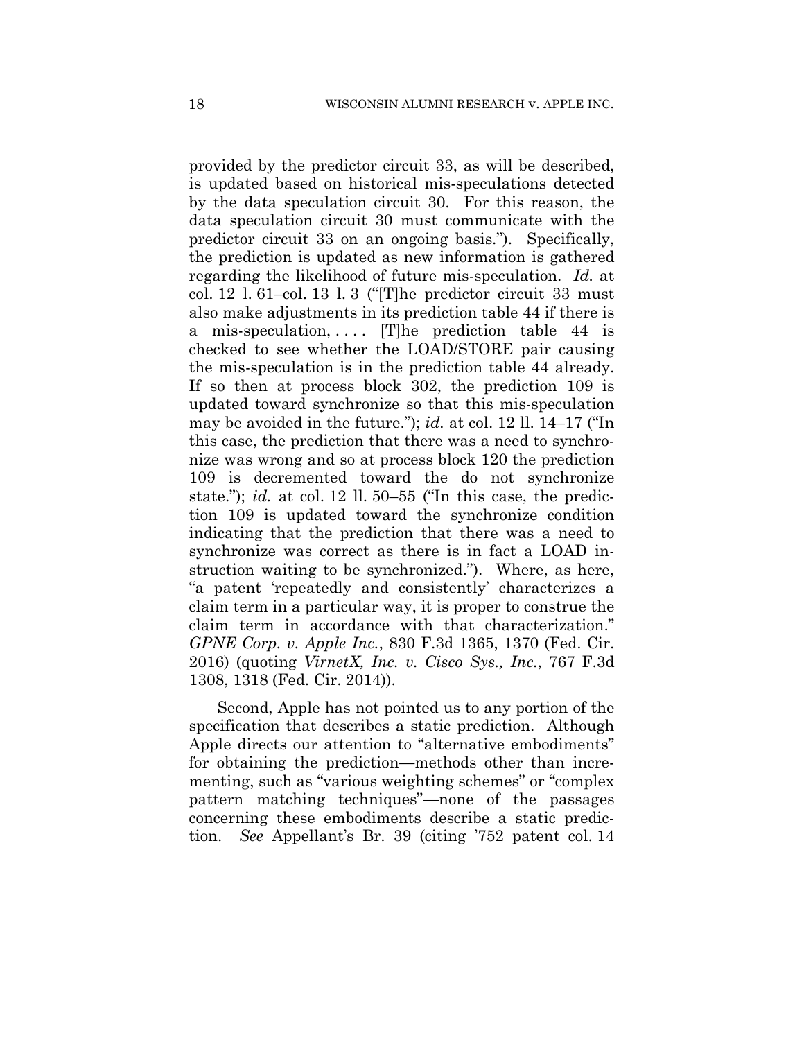provided by the predictor circuit 33, as will be described, is updated based on historical mis-speculations detected by the data speculation circuit 30. For this reason, the data speculation circuit 30 must communicate with the predictor circuit 33 on an ongoing basis."). Specifically, the prediction is updated as new information is gathered regarding the likelihood of future mis-speculation. *Id.* at col. 12 l. 61–col. 13 l. 3 ("[T]he predictor circuit 33 must also make adjustments in its prediction table 44 if there is a mis-speculation, . . . . [T]he prediction table 44 is checked to see whether the LOAD/STORE pair causing the mis-speculation is in the prediction table 44 already. If so then at process block 302, the prediction 109 is updated toward synchronize so that this mis-speculation may be avoided in the future."); *id.* at col. 12 ll. 14–17 ("In this case, the prediction that there was a need to synchronize was wrong and so at process block 120 the prediction 109 is decremented toward the do not synchronize state."); *id.* at col. 12 ll. 50–55 ("In this case, the prediction 109 is updated toward the synchronize condition indicating that the prediction that there was a need to synchronize was correct as there is in fact a LOAD instruction waiting to be synchronized."). Where, as here, "a patent 'repeatedly and consistently' characterizes a claim term in a particular way, it is proper to construe the claim term in accordance with that characterization." *GPNE Corp. v. Apple Inc.*, 830 F.3d 1365, 1370 (Fed. Cir. 2016) (quoting *VirnetX, Inc. v. Cisco Sys., Inc.*, 767 F.3d 1308, 1318 (Fed. Cir. 2014)).

Second, Apple has not pointed us to any portion of the specification that describes a static prediction. Although Apple directs our attention to "alternative embodiments" for obtaining the prediction—methods other than incrementing, such as "various weighting schemes" or "complex pattern matching techniques"—none of the passages concerning these embodiments describe a static prediction. *See* Appellant's Br. 39 (citing '752 patent col. 14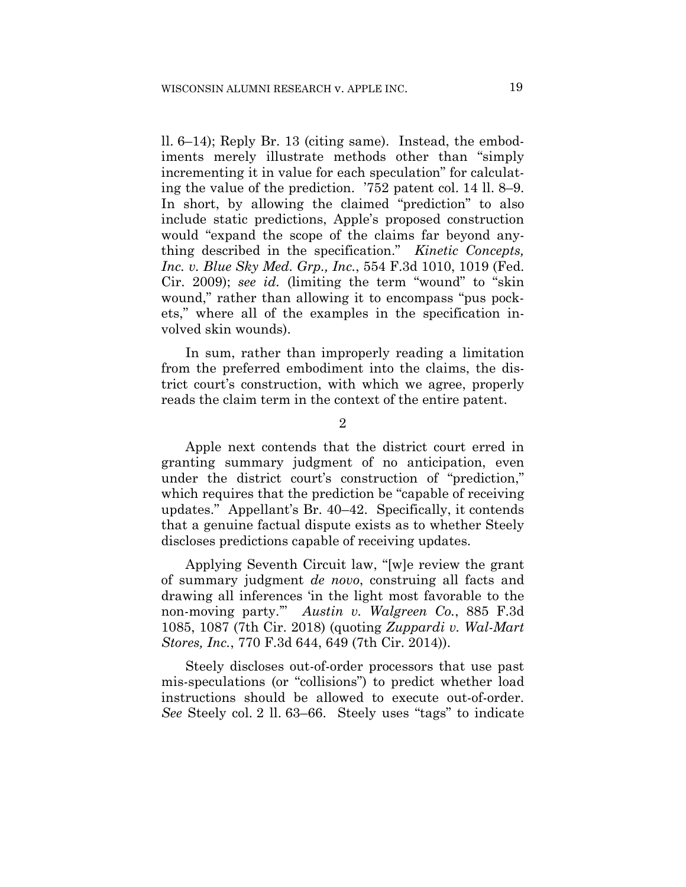ll. 6–14); Reply Br. 13 (citing same). Instead, the embodiments merely illustrate methods other than "simply incrementing it in value for each speculation" for calculating the value of the prediction. '752 patent col. 14 ll. 8–9. In short, by allowing the claimed "prediction" to also include static predictions, Apple's proposed construction would "expand the scope of the claims far beyond anything described in the specification." *Kinetic Concepts, Inc. v. Blue Sky Med. Grp., Inc.*, 554 F.3d 1010, 1019 (Fed. Cir. 2009); *see id.* (limiting the term "wound" to "skin wound," rather than allowing it to encompass "pus pockets," where all of the examples in the specification involved skin wounds).

In sum, rather than improperly reading a limitation from the preferred embodiment into the claims, the district court's construction, with which we agree, properly reads the claim term in the context of the entire patent.

2

Apple next contends that the district court erred in granting summary judgment of no anticipation, even under the district court's construction of "prediction," which requires that the prediction be "capable of receiving updates." Appellant's Br. 40–42. Specifically, it contends that a genuine factual dispute exists as to whether Steely discloses predictions capable of receiving updates.

Applying Seventh Circuit law, "[w]e review the grant of summary judgment *de novo*, construing all facts and drawing all inferences 'in the light most favorable to the non-moving party.'" *Austin v. Walgreen Co.*, 885 F.3d 1085, 1087 (7th Cir. 2018) (quoting *Zuppardi v. Wal-Mart Stores, Inc.*, 770 F.3d 644, 649 (7th Cir. 2014)).

Steely discloses out-of-order processors that use past mis-speculations (or "collisions") to predict whether load instructions should be allowed to execute out-of-order. *See* Steely col. 2 ll. 63–66. Steely uses "tags" to indicate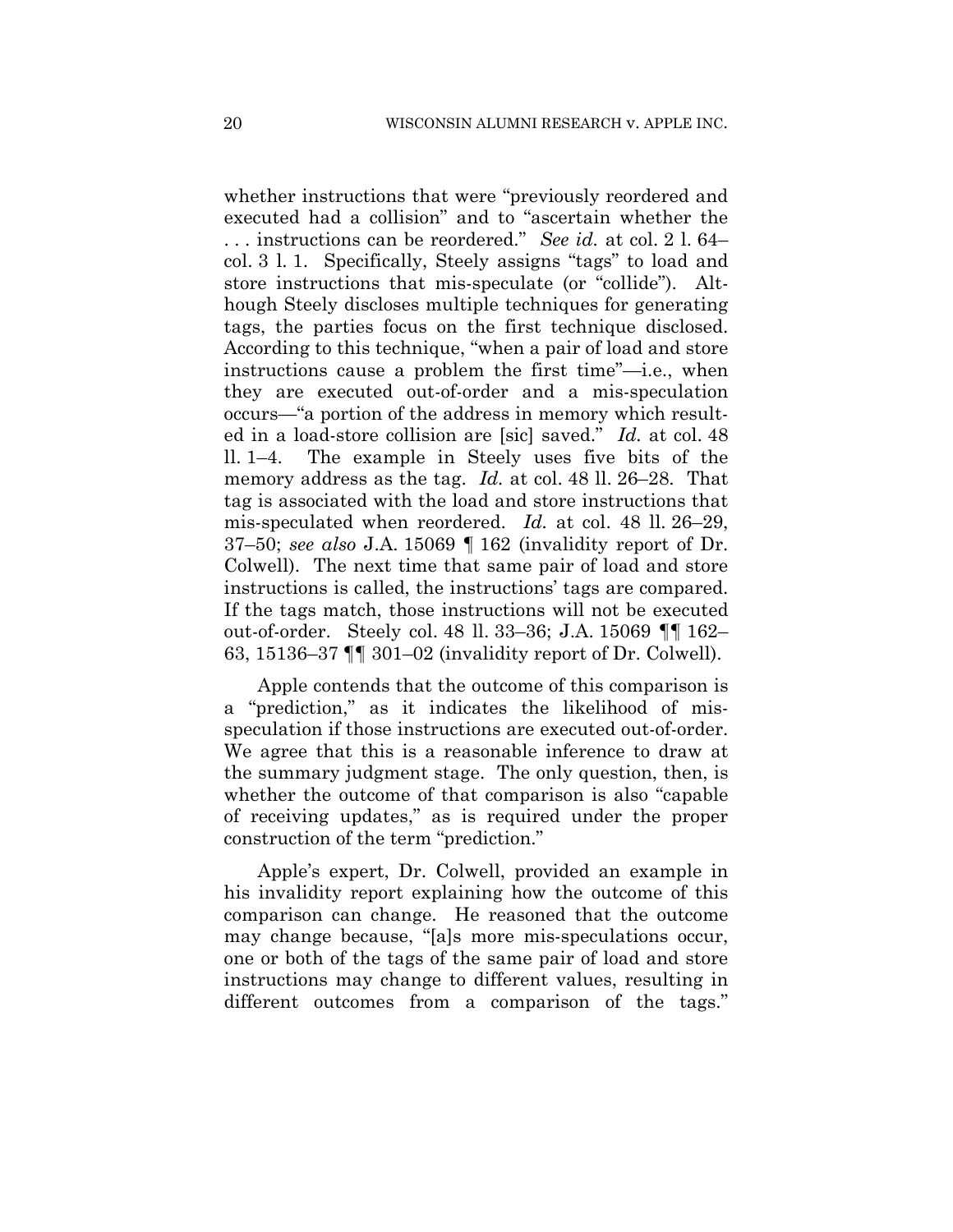whether instructions that were "previously reordered and executed had a collision" and to "ascertain whether the . . . instructions can be reordered." *See id.* at col. 2 l. 64–col. 3 l. 1. Specifically, Steely assigns "tags" to load and store instructions that mis-speculate (or "collide"). Although Steely discloses multiple techniques for generating tags, the parties focus on the first technique disclosed. According to this technique, "when a pair of load and store instructions cause a problem the first time"—i.e., when they are executed out-of-order and a mis-speculation occurs—"a portion of the address in memory which resulted in a load-store collision are [sic] saved." *Id.* at col. 48 ll. 1–4. The example in Steely uses five bits of the memory address as the tag. *Id.* at col. 48 ll. 26–28. That tag is associated with the load and store instructions that mis-speculated when reordered. *Id.* at col. 48 ll. 26–29, 37–50; *see also* J.A. 15069 ¶ 162 (invalidity report of Dr. Colwell). The next time that same pair of load and store instructions is called, the instructions' tags are compared. If the tags match, those instructions will not be executed out-of-order. Steely col. 48 ll. 33–36; J.A. 15069 ¶¶ 162–63, 15136–37 ¶¶ 301–02 (invalidity report of Dr. Colwell).

Apple contends that the outcome of this comparison is a "prediction," as it indicates the likelihood of mis-speculation if those instructions are executed out-of-order. We agree that this is a reasonable inference to draw at the summary judgment stage. The only question, then, is whether the outcome of that comparison is also "capable of receiving updates," as is required under the proper construction of the term "prediction."

Apple's expert, Dr. Colwell, provided an example in his invalidity report explaining how the outcome of this comparison can change. He reasoned that the outcome may change because, "[a]s more mis-speculations occur, one or both of the tags of the same pair of load and store instructions may change to different values, resulting in different outcomes from a comparison of the tags."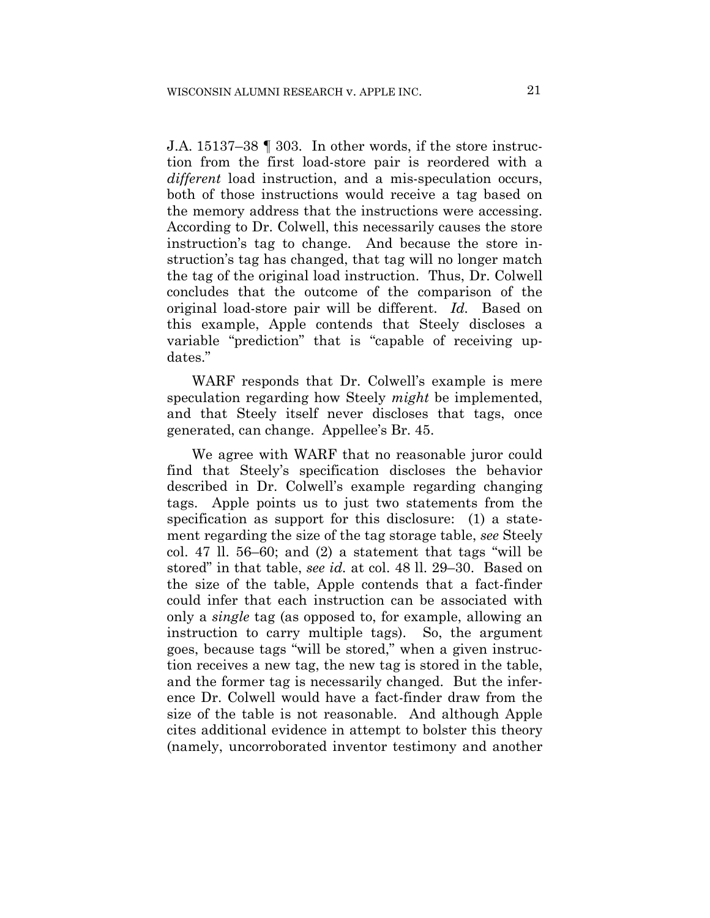J.A. 15137–38 ¶ 303. In other words, if the store instruction from the first load-store pair is reordered with a *different* load instruction, and a mis-speculation occurs, both of those instructions would receive a tag based on the memory address that the instructions were accessing. According to Dr. Colwell, this necessarily causes the store instruction's tag to change. And because the store instruction's tag has changed, that tag will no longer match the tag of the original load instruction. Thus, Dr. Colwell concludes that the outcome of the comparison of the original load-store pair will be different. *Id.* Based on this example, Apple contends that Steely discloses a variable "prediction" that is "capable of receiving updates."

WARF responds that Dr. Colwell's example is mere speculation regarding how Steely *might* be implemented, and that Steely itself never discloses that tags, once generated, can change. Appellee's Br. 45.

We agree with WARF that no reasonable juror could find that Steely's specification discloses the behavior described in Dr. Colwell's example regarding changing tags. Apple points us to just two statements from the specification as support for this disclosure: (1) a statement regarding the size of the tag storage table, *see* Steely col. 47 ll. 56–60; and (2) a statement that tags "will be stored" in that table, *see id.* at col. 48 ll. 29–30. Based on the size of the table, Apple contends that a fact-finder could infer that each instruction can be associated with only a *single* tag (as opposed to, for example, allowing an instruction to carry multiple tags). So, the argument goes, because tags "will be stored," when a given instruction receives a new tag, the new tag is stored in the table, and the former tag is necessarily changed. But the inference Dr. Colwell would have a fact-finder draw from the size of the table is not reasonable. And although Apple cites additional evidence in attempt to bolster this theory (namely, uncorroborated inventor testimony and another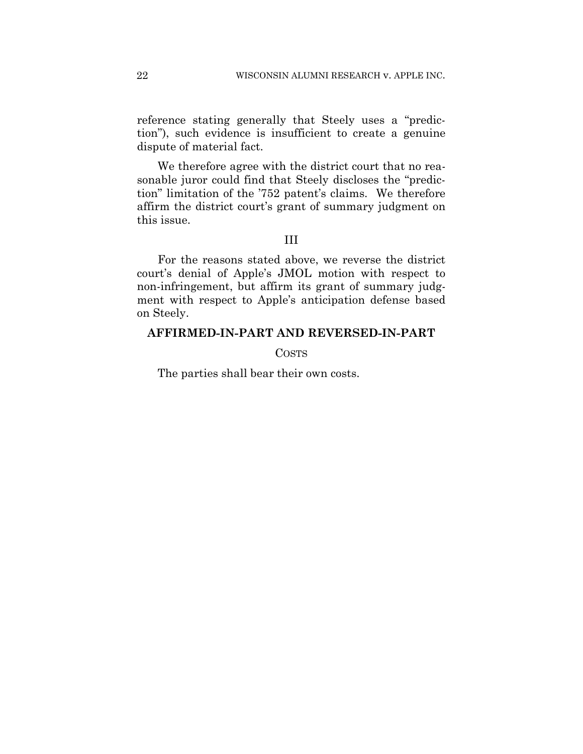reference stating generally that Steely uses a "prediction"), such evidence is insufficient to create a genuine dispute of material fact.

We therefore agree with the district court that no reasonable juror could find that Steely discloses the "prediction" limitation of the '752 patent's claims. We therefore affirm the district court's grant of summary judgment on this issue.

## III

For the reasons stated above, we reverse the district court's denial of Apple's JMOL motion with respect to non-infringement, but affirm its grant of summary judgment with respect to Apple's anticipation defense based on Steely.

**AFFIRMED-IN-PART AND REVERSED-IN-PART**

COSTS

The parties shall bear their own costs.